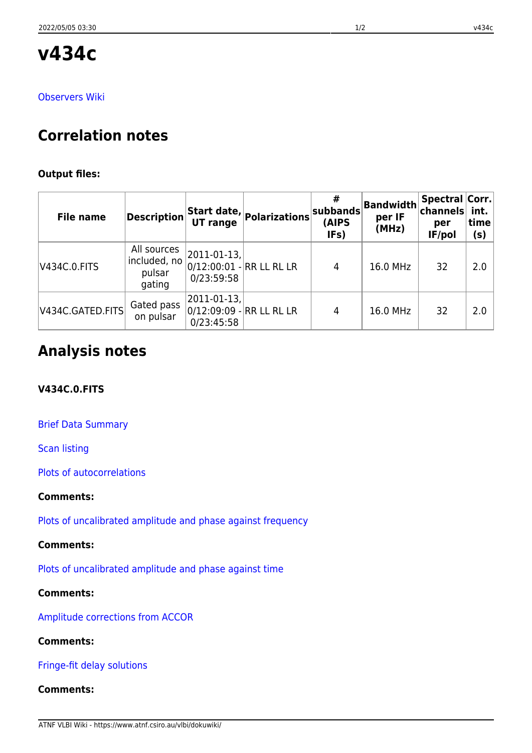# v434c

Observers Wiki

## Correlation notes

**Output files:**

| File name | Description | Start date, UT range | Polarizations | # subbands (AIPS IFs) | Bandwidth per IF (MHz) | Spectral channels per IF/pol | Corr. int. time (s) |
|---|---|---|---|---|---|---|---|
| V434C.0.FITS | All sources included, no pulsar gating | 2011-01-13, 0/12:00:01 - 0/23:59:58 | RR LL RL LR | 4 | 16.0 MHz | 32 | 2.0 |
| V434C.GATED.FITS | Gated pass on pulsar | 2011-01-13, 0/12:09:09 - 0/23:45:58 | RR LL RL LR | 4 | 16.0 MHz | 32 | 2.0 |

## Analysis notes

### V434C.0.FITS

Brief Data Summary

Scan listing

Plots of autocorrelations

**Comments:**

Plots of uncalibrated amplitude and phase against frequency

**Comments:**

Plots of uncalibrated amplitude and phase against time

**Comments:**

Amplitude corrections from ACCOR

**Comments:**

Fringe-fit delay solutions

**Comments:**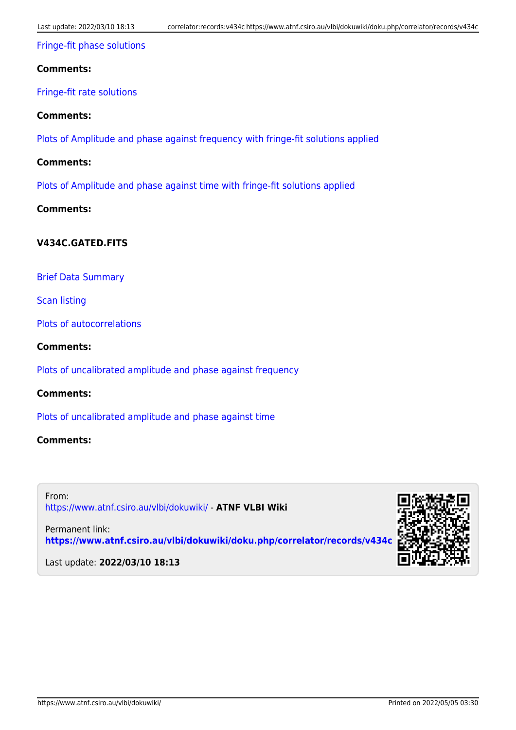Fringe-fit phase solutions

**Comments:**

Fringe-fit rate solutions

**Comments:**

Plots of Amplitude and phase against frequency with fringe-fit solutions applied

**Comments:**

Plots of Amplitude and phase against time with fringe-fit solutions applied

**Comments:**

#### V434C.GATED.FITS

Brief Data Summary

Scan listing

Plots of autocorrelations

**Comments:**

Plots of uncalibrated amplitude and phase against frequency

**Comments:**

Plots of uncalibrated amplitude and phase against time

**Comments:**

From:
https://www.atnf.csiro.au/vlbi/dokuwiki/ - **ATNF VLBI Wiki**

Permanent link:
**https://www.atnf.csiro.au/vlbi/dokuwiki/doku.php/correlator/records/v434c**

Last update: **2022/03/10 18:13**